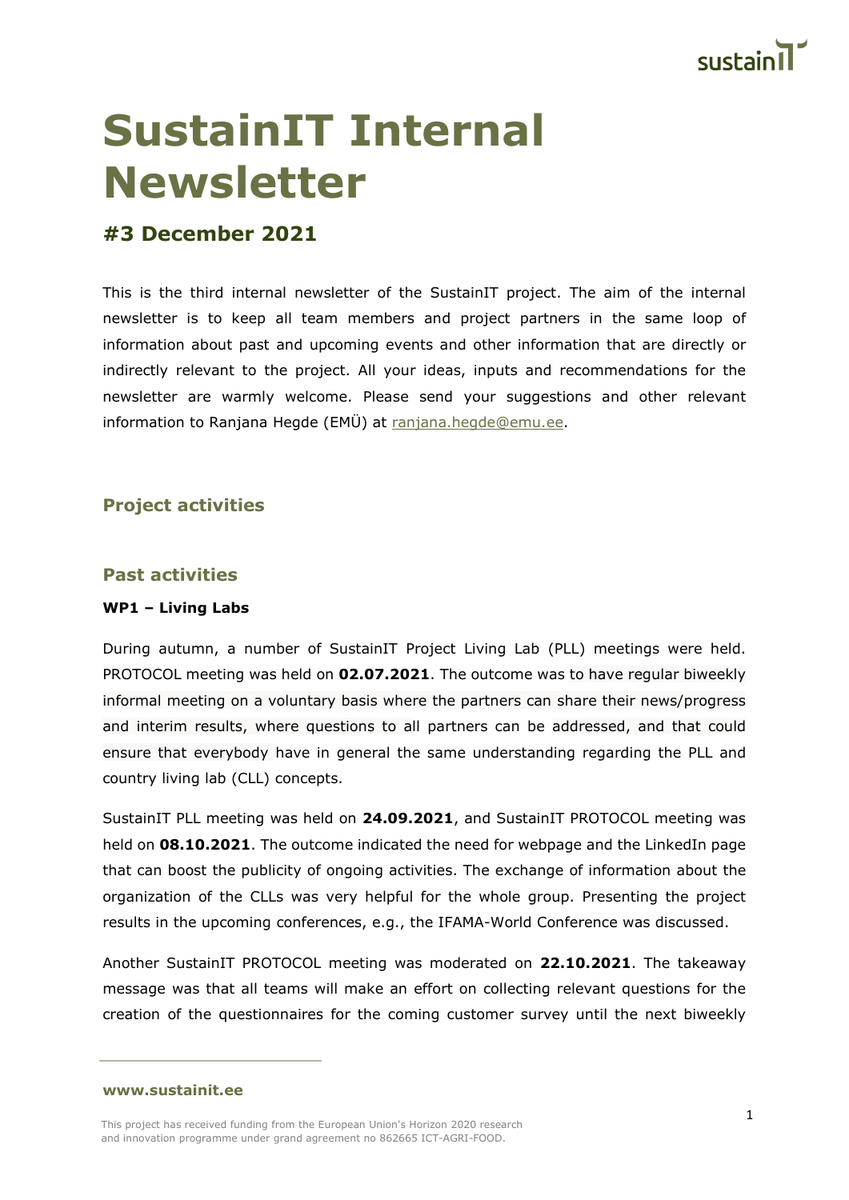# SustainIT Internal Newsletter

## #3 December 2021

This is the third internal newsletter of the SustainIT project. The aim of the internal newsletter is to keep all team members and project partners in the same loop of information about past and upcoming events and other information that are directly or indirectly relevant to the project. All your ideas, inputs and recommendations for the newsletter are warmly welcome. Please send your suggestions and other relevant information to Ranjana Hegde (EMÜ) at ranjana.hegde@emu.ee.

## Project activities

## Past activities

**WP1 – Living Labs**

During autumn, a number of SustainIT Project Living Lab (PLL) meetings were held. PROTOCOL meeting was held on **02.07.2021**. The outcome was to have regular biweekly informal meeting on a voluntary basis where the partners can share their news/progress and interim results, where questions to all partners can be addressed, and that could ensure that everybody have in general the same understanding regarding the PLL and country living lab (CLL) concepts.

SustainIT PLL meeting was held on **24.09.2021**, and SustainIT PROTOCOL meeting was held on **08.10.2021**. The outcome indicated the need for webpage and the LinkedIn page that can boost the publicity of ongoing activities. The exchange of information about the organization of the CLLs was very helpful for the whole group. Presenting the project results in the upcoming conferences, e.g., the IFAMA-World Conference was discussed.

Another SustainIT PROTOCOL meeting was moderated on **22.10.2021**. The takeaway message was that all teams will make an effort on collecting relevant questions for the creation of the questionnaires for the coming customer survey until the next biweekly

**www.sustainit.ee**

This project has received funding from the European Union's Horizon 2020 research and innovation programme under grand agreement no 862665 ICT-AGRI-FOOD.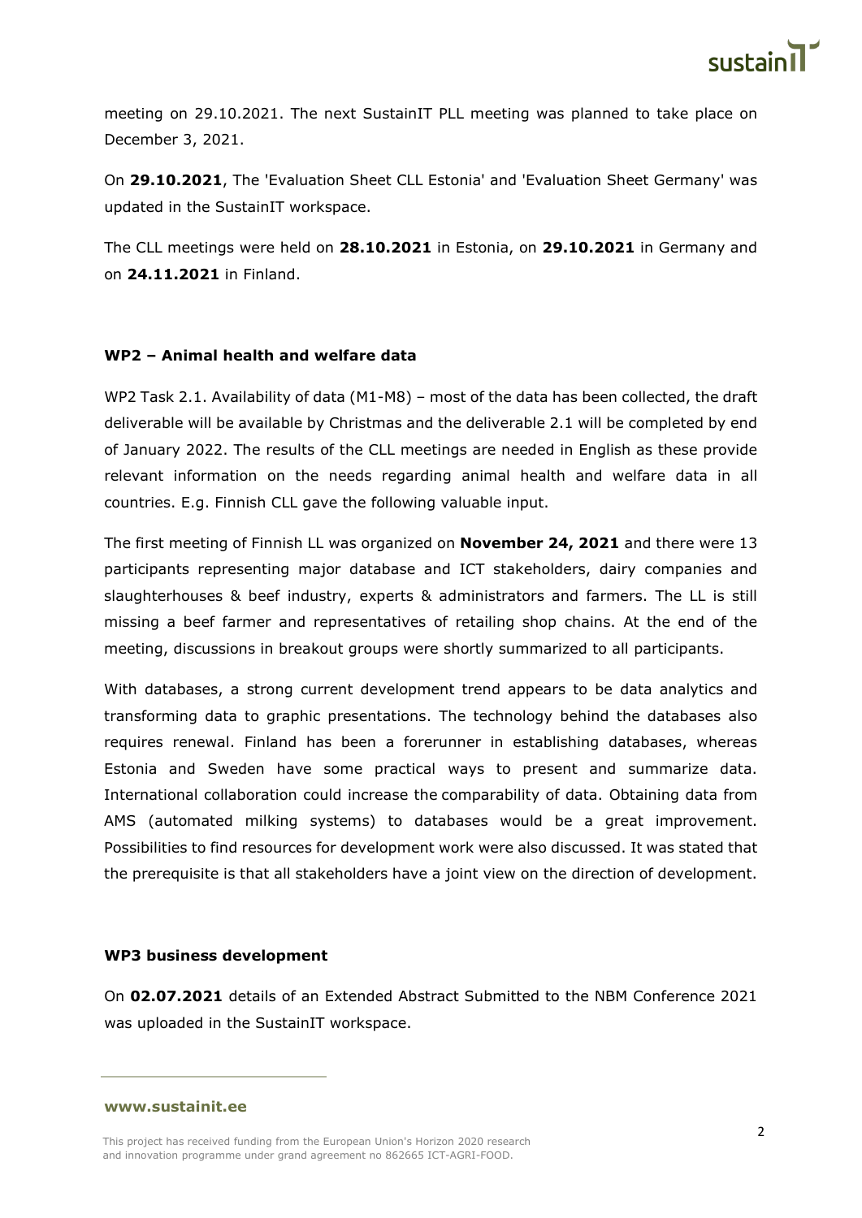meeting on 29.10.2021. The next SustainIT PLL meeting was planned to take place on December 3, 2021.

On **29.10.2021**, The 'Evaluation Sheet CLL Estonia' and 'Evaluation Sheet Germany' was updated in the SustainIT workspace.

The CLL meetings were held on **28.10.2021** in Estonia, on **29.10.2021** in Germany and on **24.11.2021** in Finland.

**WP2 – Animal health and welfare data**

WP2 Task 2.1. Availability of data (M1-M8) – most of the data has been collected, the draft deliverable will be available by Christmas and the deliverable 2.1 will be completed by end of January 2022. The results of the CLL meetings are needed in English as these provide relevant information on the needs regarding animal health and welfare data in all countries. E.g. Finnish CLL gave the following valuable input.

The first meeting of Finnish LL was organized on **November 24, 2021** and there were 13 participants representing major database and ICT stakeholders, dairy companies and slaughterhouses & beef industry, experts & administrators and farmers. The LL is still missing a beef farmer and representatives of retailing shop chains. At the end of the meeting, discussions in breakout groups were shortly summarized to all participants.

With databases, a strong current development trend appears to be data analytics and transforming data to graphic presentations. The technology behind the databases also requires renewal. Finland has been a forerunner in establishing databases, whereas Estonia and Sweden have some practical ways to present and summarize data. International collaboration could increase the comparability of data. Obtaining data from AMS (automated milking systems) to databases would be a great improvement. Possibilities to find resources for development work were also discussed. It was stated that the prerequisite is that all stakeholders have a joint view on the direction of development.

**WP3 business development**

On **02.07.2021** details of an Extended Abstract Submitted to the NBM Conference 2021 was uploaded in the SustainIT workspace.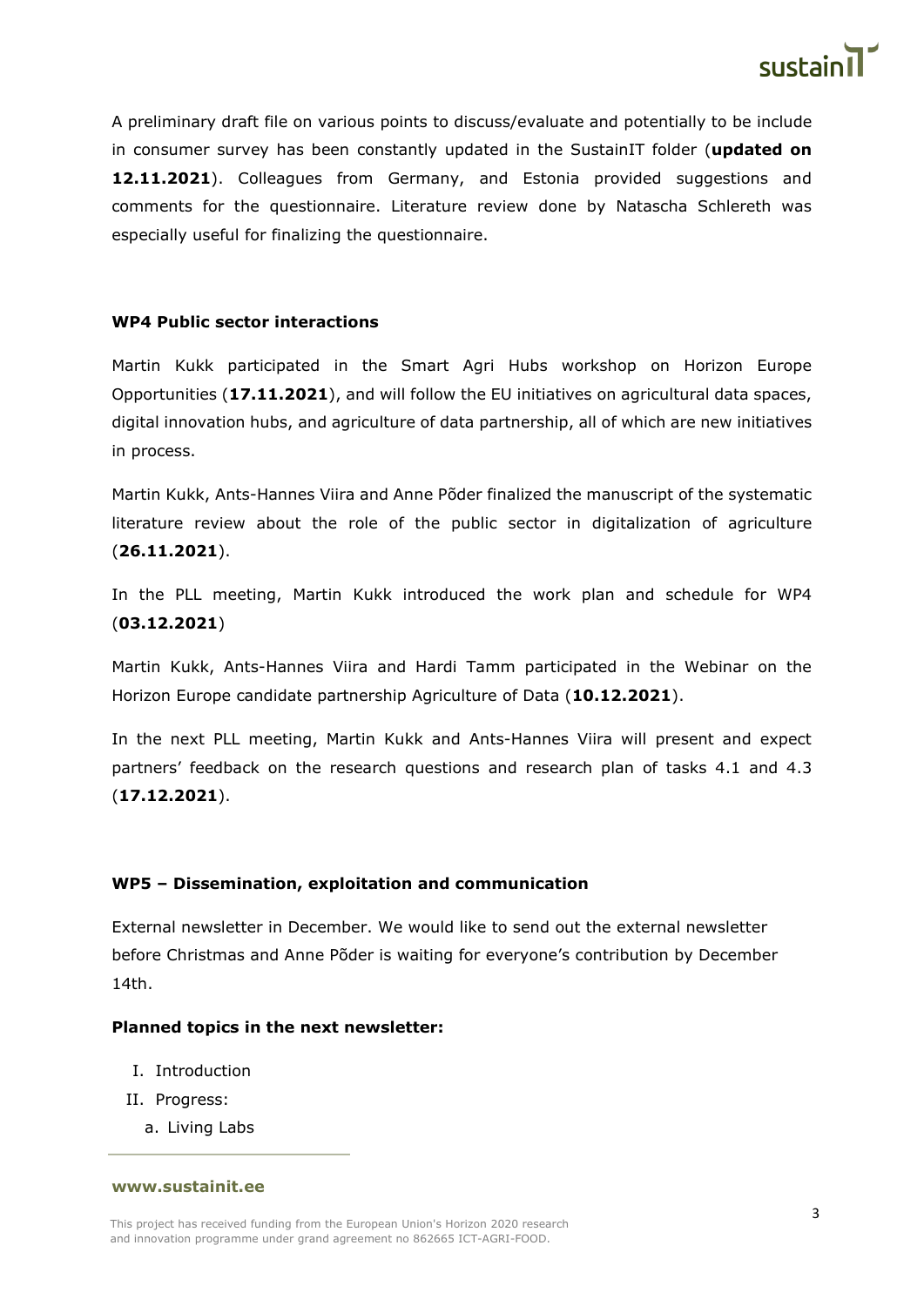A preliminary draft file on various points to discuss/evaluate and potentially to be include in consumer survey has been constantly updated in the SustainIT folder (**updated on 12.11.2021**). Colleagues from Germany, and Estonia provided suggestions and comments for the questionnaire. Literature review done by Natascha Schlereth was especially useful for finalizing the questionnaire.

**WP4 Public sector interactions**

Martin Kukk participated in the Smart Agri Hubs workshop on Horizon Europe Opportunities (**17.11.2021**), and will follow the EU initiatives on agricultural data spaces, digital innovation hubs, and agriculture of data partnership, all of which are new initiatives in process.

Martin Kukk, Ants-Hannes Viira and Anne Põder finalized the manuscript of the systematic literature review about the role of the public sector in digitalization of agriculture (**26.11.2021**).

In the PLL meeting, Martin Kukk introduced the work plan and schedule for WP4 (**03.12.2021**)

Martin Kukk, Ants-Hannes Viira and Hardi Tamm participated in the Webinar on the Horizon Europe candidate partnership Agriculture of Data (**10.12.2021**).

In the next PLL meeting, Martin Kukk and Ants-Hannes Viira will present and expect partners' feedback on the research questions and research plan of tasks 4.1 and 4.3 (**17.12.2021**).

**WP5 – Dissemination, exploitation and communication**

External newsletter in December. We would like to send out the external newsletter before Christmas and Anne Põder is waiting for everyone's contribution by December 14th.

**Planned topics in the next newsletter:**

I. Introduction
II. Progress:
   a. Living Labs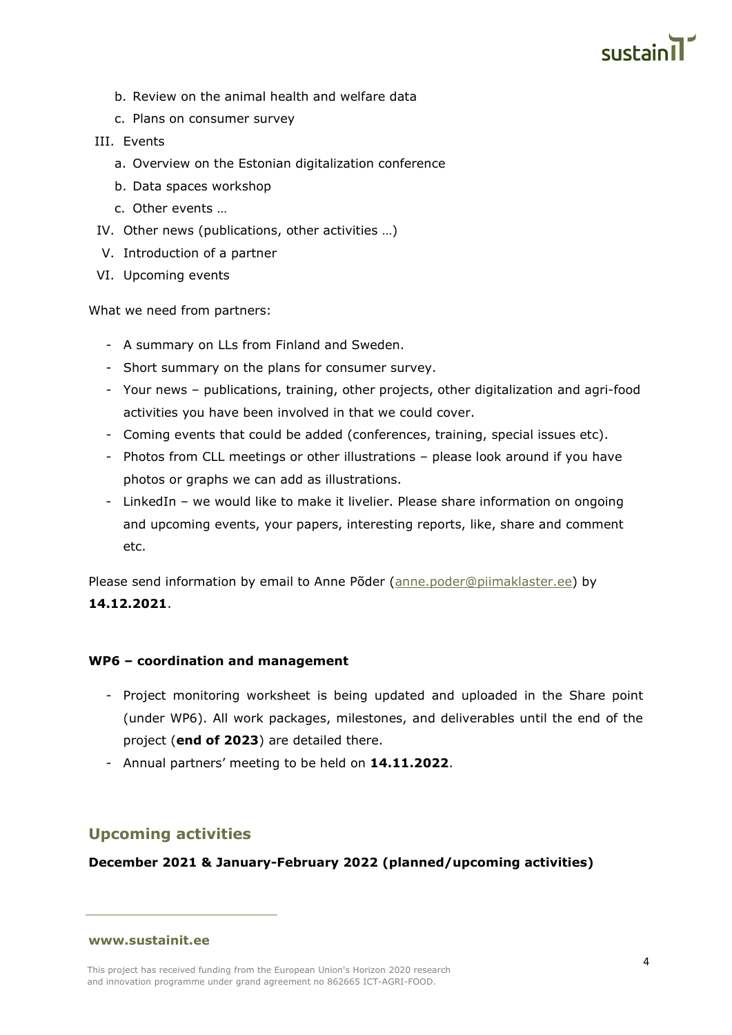b. Review on the animal health and welfare data
   c. Plans on consumer survey

III. Events
   a. Overview on the Estonian digitalization conference
   b. Data spaces workshop
   c. Other events …

IV. Other news (publications, other activities …)

V. Introduction of a partner

VI. Upcoming events

What we need from partners:

- A summary on LLs from Finland and Sweden.
- Short summary on the plans for consumer survey.
- Your news – publications, training, other projects, other digitalization and agri-food activities you have been involved in that we could cover.
- Coming events that could be added (conferences, training, special issues etc).
- Photos from CLL meetings or other illustrations – please look around if you have photos or graphs we can add as illustrations.
- LinkedIn – we would like to make it livelier. Please share information on ongoing and upcoming events, your papers, interesting reports, like, share and comment etc.

Please send information by email to Anne Põder (anne.poder@piimaklaster.ee) by **14.12.2021**.

**WP6 – coordination and management**

- Project monitoring worksheet is being updated and uploaded in the Share point (under WP6). All work packages, milestones, and deliverables until the end of the project (**end of 2023**) are detailed there.
- Annual partners' meeting to be held on **14.11.2022**.

## Upcoming activities

**December 2021 & January-February 2022 (planned/upcoming activities)**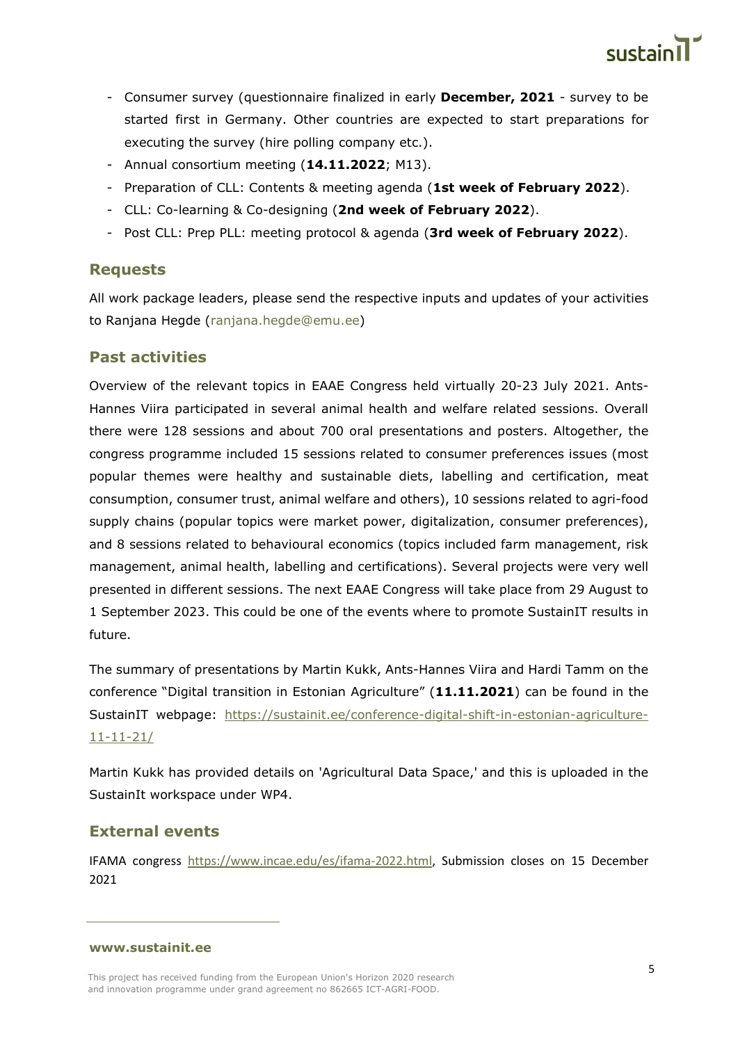- Consumer survey (questionnaire finalized in early **December, 2021** - survey to be started first in Germany. Other countries are expected to start preparations for executing the survey (hire polling company etc.).
- Annual consortium meeting (**14.11.2022**; M13).
- Preparation of CLL: Contents & meeting agenda (**1st week of February 2022**).
- CLL: Co-learning & Co-designing (**2nd week of February 2022**).
- Post CLL: Prep PLL: meeting protocol & agenda (**3rd week of February 2022**).

## Requests

All work package leaders, please send the respective inputs and updates of your activities to Ranjana Hegde (ranjana.hegde@emu.ee)

## Past activities

Overview of the relevant topics in EAAE Congress held virtually 20-23 July 2021. Ants-Hannes Viira participated in several animal health and welfare related sessions. Overall there were 128 sessions and about 700 oral presentations and posters. Altogether, the congress programme included 15 sessions related to consumer preferences issues (most popular themes were healthy and sustainable diets, labelling and certification, meat consumption, consumer trust, animal welfare and others), 10 sessions related to agri-food supply chains (popular topics were market power, digitalization, consumer preferences), and 8 sessions related to behavioural economics (topics included farm management, risk management, animal health, labelling and certifications). Several projects were very well presented in different sessions. The next EAAE Congress will take place from 29 August to 1 September 2023. This could be one of the events where to promote SustainIT results in future.

The summary of presentations by Martin Kukk, Ants-Hannes Viira and Hardi Tamm on the conference "Digital transition in Estonian Agriculture" (**11.11.2021**) can be found in the SustainIT webpage: https://sustainit.ee/conference-digital-shift-in-estonian-agriculture-11-11-21/

Martin Kukk has provided details on 'Agricultural Data Space,' and this is uploaded in the SustainIt workspace under WP4.

## External events

IFAMA congress https://www.incae.edu/es/ifama-2022.html, Submission closes on 15 December 2021